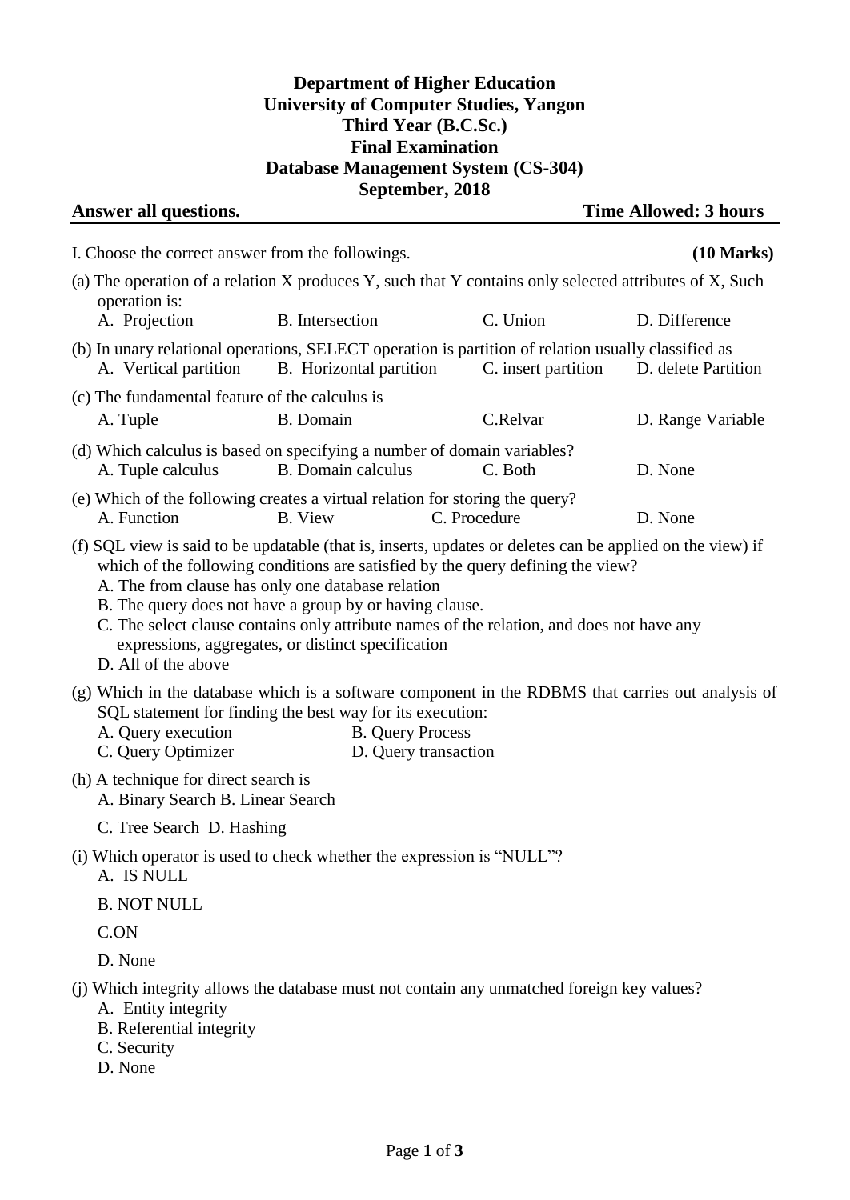**Department of Higher Education**
**University of Computer Studies, Yangon**
**Third Year (B.C.Sc.)**
**Final Examination**
**Database Management System (CS-304)**
**September, 2018**

**Answer all questions.** **Time Allowed: 3 hours**

I. Choose the correct answer from the followings. **(10 Marks)**

(a) The operation of a relation X produces Y, such that Y contains only selected attributes of X, Such operation is:
A. Projection B. Intersection C. Union D. Difference

(b) In unary relational operations, SELECT operation is partition of relation usually classified as
A. Vertical partition B. Horizontal partition C. insert partition D. delete Partition

(c) The fundamental feature of the calculus is
A. Tuple B. Domain C.Relvar D. Range Variable

(d) Which calculus is based on specifying a number of domain variables?
A. Tuple calculus B. Domain calculus C. Both D. None

(e) Which of the following creates a virtual relation for storing the query?
A. Function B. View C. Procedure D. None

(f) SQL view is said to be updatable (that is, inserts, updates or deletes can be applied on the view) if which of the following conditions are satisfied by the query defining the view?
A. The from clause has only one database relation
B. The query does not have a group by or having clause.
C. The select clause contains only attribute names of the relation, and does not have any expressions, aggregates, or distinct specification
D. All of the above

(g) Which in the database which is a software component in the RDBMS that carries out analysis of SQL statement for finding the best way for its execution:
A. Query execution B. Query Process
C. Query Optimizer D. Query transaction

(h) A technique for direct search is
A. Binary Search B. Linear Search
C. Tree Search D. Hashing

(i) Which operator is used to check whether the expression is "NULL"?
A. IS NULL
B. NOT NULL
C.ON
D. None

(j) Which integrity allows the database must not contain any unmatched foreign key values?
A. Entity integrity
B. Referential integrity
C. Security
D. None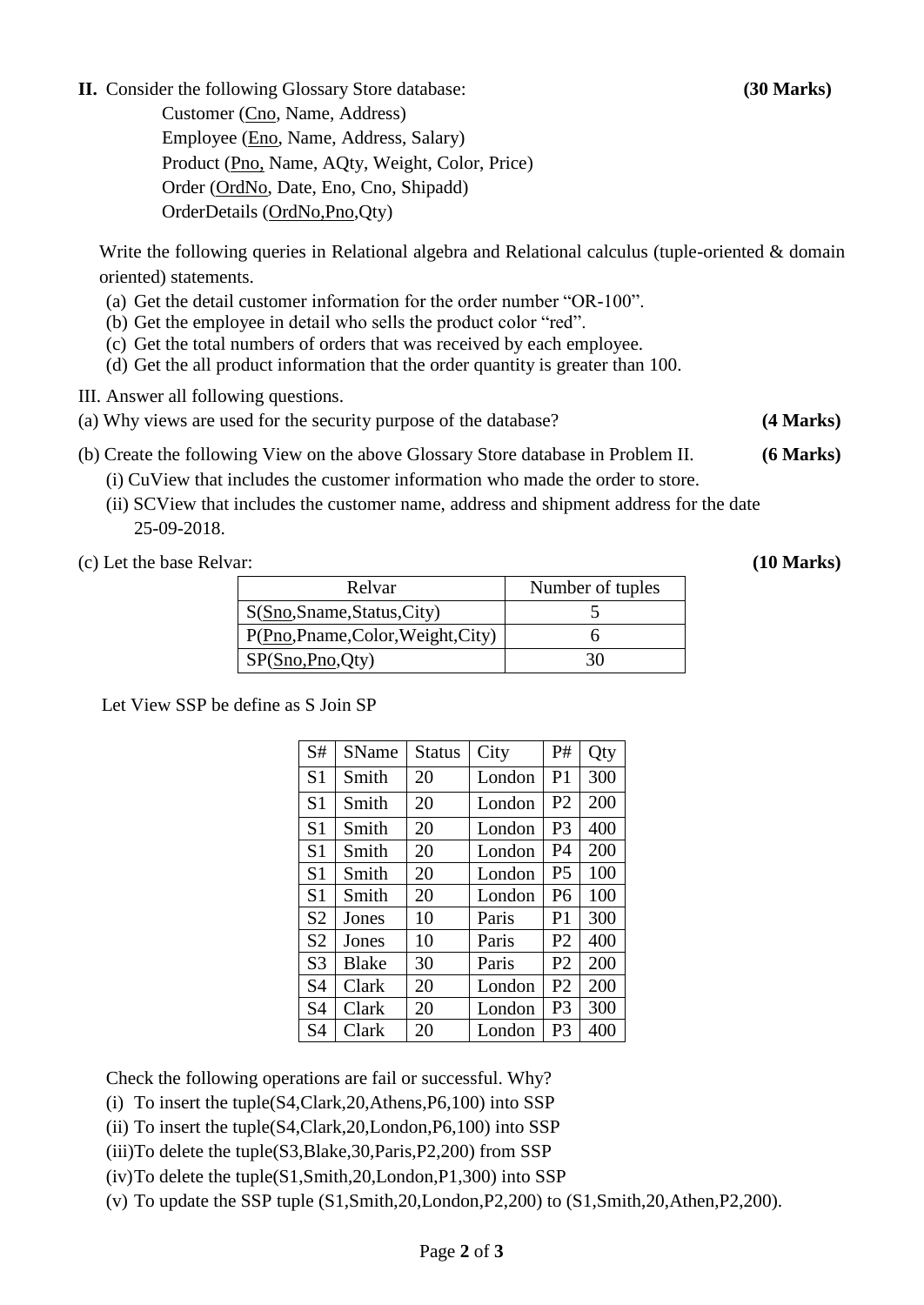**II.** Consider the following Glossary Store database: **(30 Marks)**

Customer (<u>Cno</u>, Name, Address)
Employee (<u>Eno</u>, Name, Address, Salary)
Product (<u>Pno,</u> Name, AQty, Weight, Color, Price)
Order (<u>OrdNo</u>, Date, Eno, Cno, Shipadd)
OrderDetails (<u>OrdNo</u>,<u>Pno</u>,Qty)

Write the following queries in Relational algebra and Relational calculus (tuple-oriented & domain oriented) statements.

(a) Get the detail customer information for the order number "OR-100".
(b) Get the employee in detail who sells the product color "red".
(c) Get the total numbers of orders that was received by each employee.
(d) Get the all product information that the order quantity is greater than 100.

III. Answer all following questions.

(a) Why views are used for the security purpose of the database? **(4 Marks)**

(b) Create the following View on the above Glossary Store database in Problem II. **(6 Marks)**

(i) CuView that includes the customer information who made the order to store.
(ii) SCView that includes the customer name, address and shipment address for the date 25-09-2018.

(c) Let the base Relvar: **(10 Marks)**

| Relvar | Number of tuples |
|---|---|
| S(<u>Sno</u>,Sname,Status,City) | 5 |
| P(<u>Pno</u>,Pname,Color,Weight,City) | 6 |
| SP(<u>Sno</u>,<u>Pno</u>,Qty) | 30 |

Let View SSP be define as S Join SP

| S# | SName | Status | City | P# | Qty |
|---|---|---|---|---|---|
| S1 | Smith | 20 | London | P1 | 300 |
| S1 | Smith | 20 | London | P2 | 200 |
| S1 | Smith | 20 | London | P3 | 400 |
| S1 | Smith | 20 | London | P4 | 200 |
| S1 | Smith | 20 | London | P5 | 100 |
| S1 | Smith | 20 | London | P6 | 100 |
| S2 | Jones | 10 | Paris | P1 | 300 |
| S2 | Jones | 10 | Paris | P2 | 400 |
| S3 | Blake | 30 | Paris | P2 | 200 |
| S4 | Clark | 20 | London | P2 | 200 |
| S4 | Clark | 20 | London | P3 | 300 |
| S4 | Clark | 20 | London | P3 | 400 |

Check the following operations are fail or successful. Why?

(i) To insert the tuple(S4,Clark,20,Athens,P6,100) into SSP
(ii) To insert the tuple(S4,Clark,20,London,P6,100) into SSP
(iii)To delete the tuple(S3,Blake,30,Paris,P2,200) from SSP
(iv)To delete the tuple(S1,Smith,20,London,P1,300) into SSP
(v) To update the SSP tuple (S1,Smith,20,London,P2,200) to (S1,Smith,20,Athen,P2,200).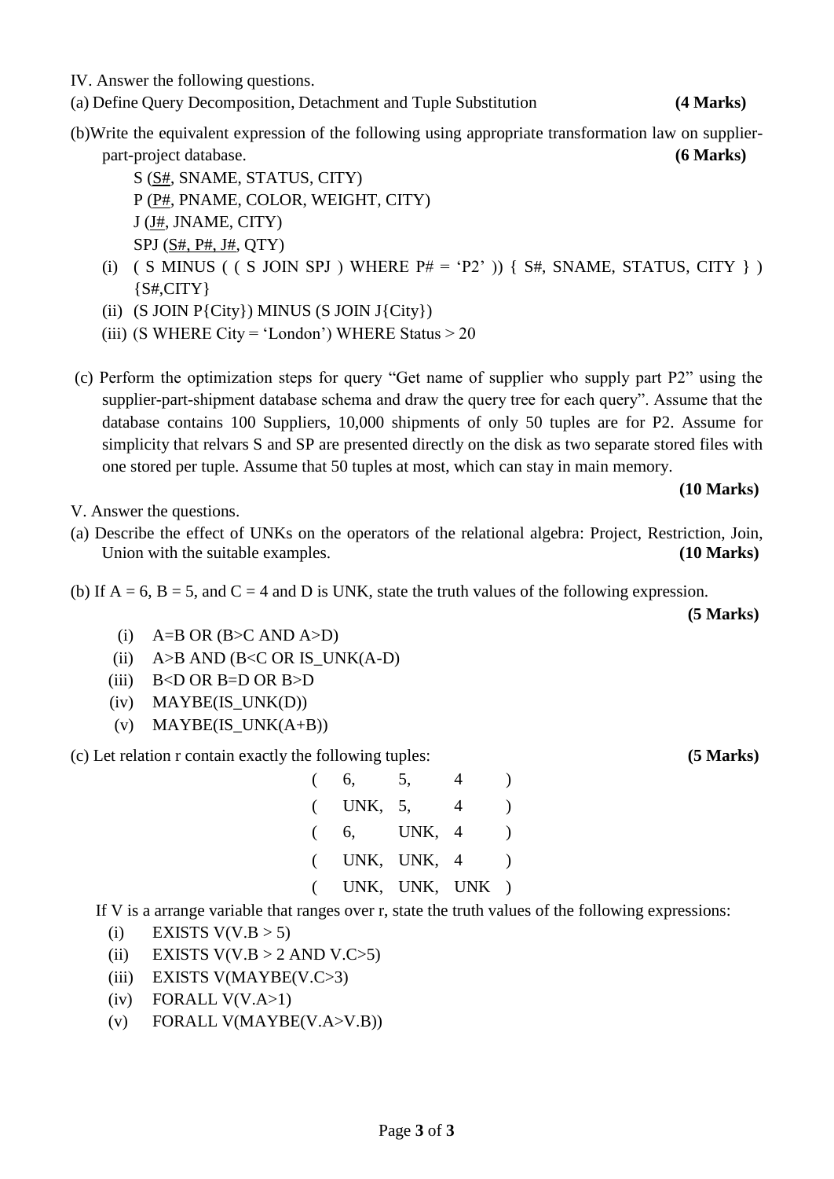IV. Answer the following questions.

(a) Define Query Decomposition, Detachment and Tuple Substitution **(4 Marks)**

(b)Write the equivalent expression of the following using appropriate transformation law on supplier-part-project database. **(6 Marks)**

S (S#, SNAME, STATUS, CITY)
P (P#, PNAME, COLOR, WEIGHT, CITY)
J (J#, JNAME, CITY)
SPJ (S#, P#, J#, QTY)

(i) ( S MINUS ( ( S JOIN SPJ ) WHERE P# = 'P2' )) { S#, SNAME, STATUS, CITY } ) {S#,CITY}
(ii) (S JOIN P{City}) MINUS (S JOIN J{City})
(iii) (S WHERE City = 'London') WHERE Status > 20

(c) Perform the optimization steps for query "Get name of supplier who supply part P2" using the supplier-part-shipment database schema and draw the query tree for each query". Assume that the database contains 100 Suppliers, 10,000 shipments of only 50 tuples are for P2. Assume for simplicity that relvars S and SP are presented directly on the disk as two separate stored files with one stored per tuple. Assume that 50 tuples at most, which can stay in main memory. **(10 Marks)**

V. Answer the questions.

(a) Describe the effect of UNKs on the operators of the relational algebra: Project, Restriction, Join, Union with the suitable examples. **(10 Marks)**

(b) If A = 6, B = 5, and C = 4 and D is UNK, state the truth values of the following expression. **(5 Marks)**

(i) A=B OR (B>C AND A>D)
(ii) A>B AND (B<C OR IS_UNK(A-D)
(iii) B<D OR B=D OR B>D
(iv) MAYBE(IS_UNK(D))
(v) MAYBE(IS_UNK(A+B))

(c) Let relation r contain exactly the following tuples: **(5 Marks)**

( 6, 5, 4 )
( UNK, 5, 4 )
( 6, UNK, 4 )
( UNK, UNK, 4 )
( UNK, UNK, UNK )

If V is a arrange variable that ranges over r, state the truth values of the following expressions:

(i) EXISTS V(V.B > 5)
(ii) EXISTS V(V.B > 2 AND V.C>5)
(iii) EXISTS V(MAYBE(V.C>3)
(iv) FORALL V(V.A>1)
(v) FORALL V(MAYBE(V.A>V.B))